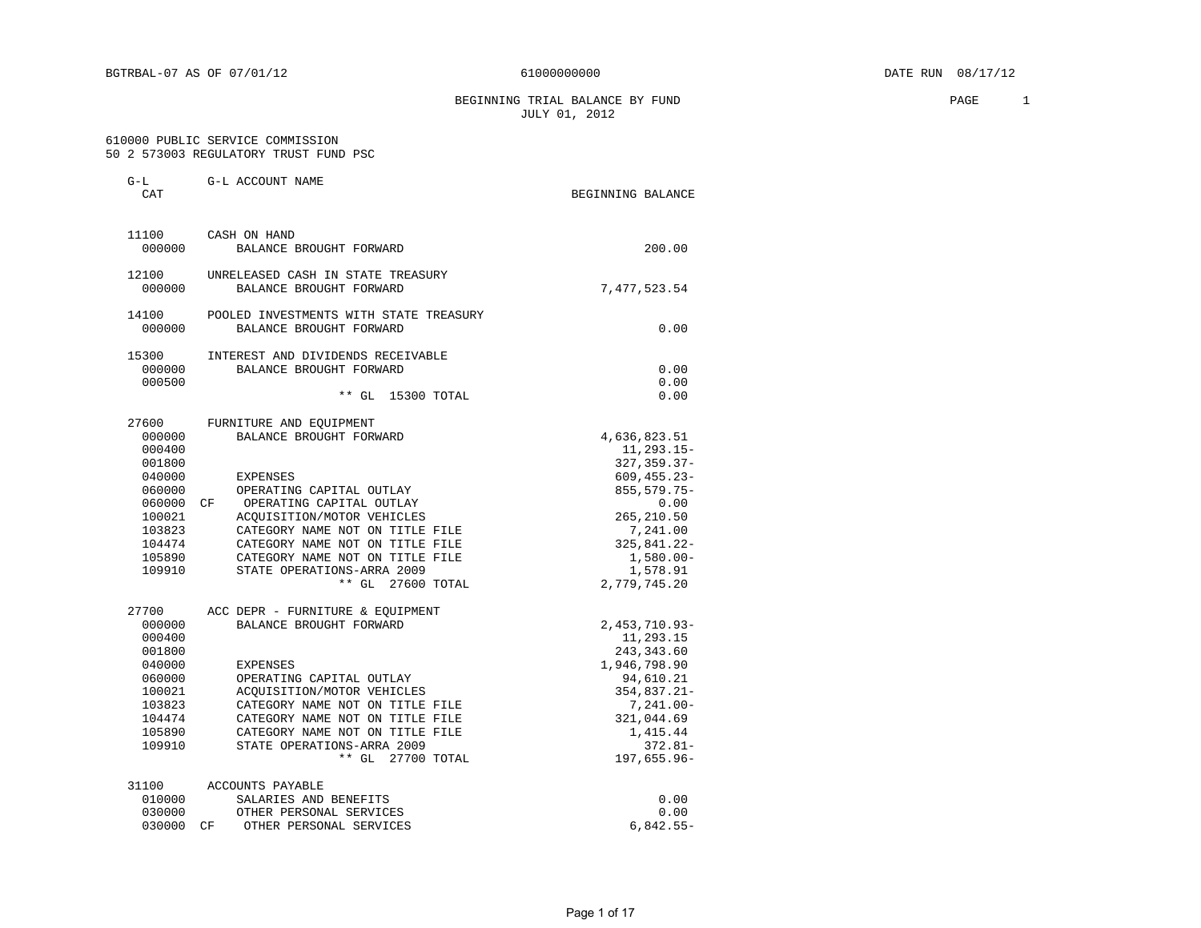BGTRBAL-07 AS OF 07/01/12 — 61000000000 — DATE RUN 08/17/12

# BEGINNING TRIAL BALANCE BY FUND

JULY 01, 2012

610000 PUBLIC SERVICE COMMISSION
50 2 573003 REGULATORY TRUST FUND PSC

| G-L CAT | | G-L ACCOUNT NAME | BEGINNING BALANCE |
|---|---|---|---|
| 11100 | | CASH ON HAND | |
| 000000 | | BALANCE BROUGHT FORWARD | 200.00 |
| 12100 | | UNRELEASED CASH IN STATE TREASURY | |
| 000000 | | BALANCE BROUGHT FORWARD | 7,477,523.54 |
| 14100 | | POOLED INVESTMENTS WITH STATE TREASURY | |
| 000000 | | BALANCE BROUGHT FORWARD | 0.00 |
| 15300 | | INTEREST AND DIVIDENDS RECEIVABLE | |
| 000000 | | BALANCE BROUGHT FORWARD | 0.00 |
| 000500 | | | 0.00 |
| | | ** GL 15300 TOTAL | 0.00 |
| 27600 | | FURNITURE AND EQUIPMENT | |
| 000000 | | BALANCE BROUGHT FORWARD | 4,636,823.51 |
| 000400 | | | 11,293.15- |
| 001800 | | | 327,359.37- |
| 040000 | | EXPENSES | 609,455.23- |
| 060000 | | OPERATING CAPITAL OUTLAY | 855,579.75- |
| 060000 | CF | OPERATING CAPITAL OUTLAY | 0.00 |
| 100021 | | ACQUISITION/MOTOR VEHICLES | 265,210.50 |
| 103823 | | CATEGORY NAME NOT ON TITLE FILE | 7,241.00 |
| 104474 | | CATEGORY NAME NOT ON TITLE FILE | 325,841.22- |
| 105890 | | CATEGORY NAME NOT ON TITLE FILE | 1,580.00- |
| 109910 | | STATE OPERATIONS-ARRA 2009 | 1,578.91 |
| | | ** GL 27600 TOTAL | 2,779,745.20 |
| 27700 | | ACC DEPR - FURNITURE & EQUIPMENT | |
| 000000 | | BALANCE BROUGHT FORWARD | 2,453,710.93- |
| 000400 | | | 11,293.15 |
| 001800 | | | 243,343.60 |
| 040000 | | EXPENSES | 1,946,798.90 |
| 060000 | | OPERATING CAPITAL OUTLAY | 94,610.21 |
| 100021 | | ACQUISITION/MOTOR VEHICLES | 354,837.21- |
| 103823 | | CATEGORY NAME NOT ON TITLE FILE | 7,241.00- |
| 104474 | | CATEGORY NAME NOT ON TITLE FILE | 321,044.69 |
| 105890 | | CATEGORY NAME NOT ON TITLE FILE | 1,415.44 |
| 109910 | | STATE OPERATIONS-ARRA 2009 | 372.81- |
| | | ** GL 27700 TOTAL | 197,655.96- |
| 31100 | | ACCOUNTS PAYABLE | |
| 010000 | | SALARIES AND BENEFITS | 0.00 |
| 030000 | | OTHER PERSONAL SERVICES | 0.00 |
| 030000 | CF | OTHER PERSONAL SERVICES | 6,842.55- |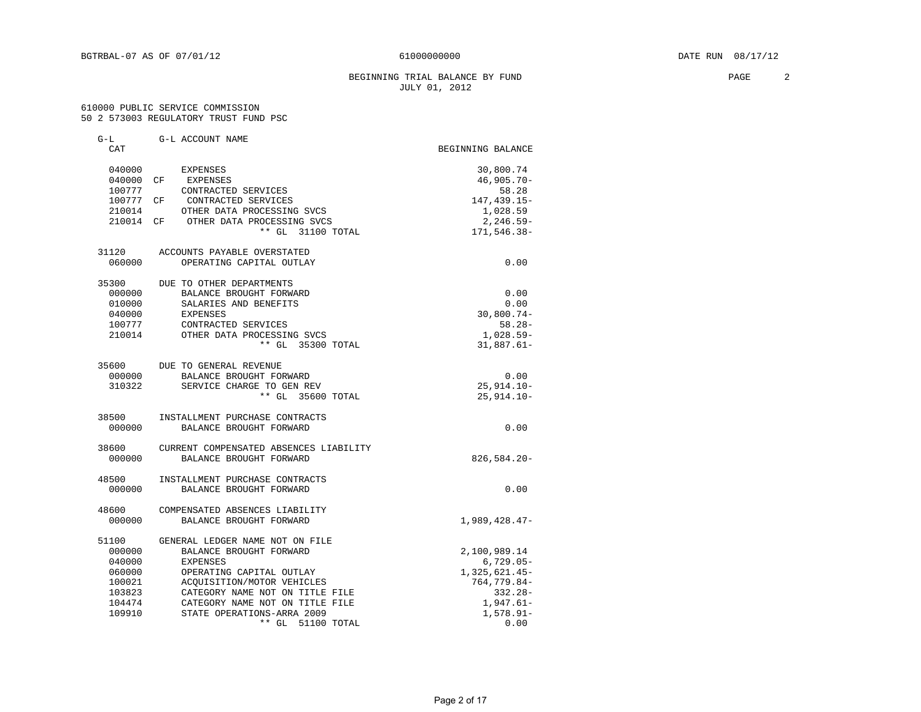BGTRBAL-07 AS OF 07/01/12 — 61000000000 — DATE RUN 08/17/12

## BEGINNING TRIAL BALANCE BY FUND
JULY 01, 2012

610000 PUBLIC SERVICE COMMISSION
50 2 573003 REGULATORY TRUST FUND PSC

| G-L CAT | | G-L ACCOUNT NAME | BEGINNING BALANCE |
|---|---|---|---|
| 040000 | | EXPENSES | 30,800.74 |
| 040000 | CF | EXPENSES | 46,905.70- |
| 100777 | | CONTRACTED SERVICES | 58.28 |
| 100777 | CF | CONTRACTED SERVICES | 147,439.15- |
| 210014 | | OTHER DATA PROCESSING SVCS | 1,028.59 |
| 210014 | CF | OTHER DATA PROCESSING SVCS | 2,246.59- |
| | | ** GL 31100 TOTAL | 171,546.38- |
| 31120 | | ACCOUNTS PAYABLE OVERSTATED | |
| 060000 | | OPERATING CAPITAL OUTLAY | 0.00 |
| 35300 | | DUE TO OTHER DEPARTMENTS | |
| 000000 | | BALANCE BROUGHT FORWARD | 0.00 |
| 010000 | | SALARIES AND BENEFITS | 0.00 |
| 040000 | | EXPENSES | 30,800.74- |
| 100777 | | CONTRACTED SERVICES | 58.28- |
| 210014 | | OTHER DATA PROCESSING SVCS | 1,028.59- |
| | | ** GL 35300 TOTAL | 31,887.61- |
| 35600 | | DUE TO GENERAL REVENUE | |
| 000000 | | BALANCE BROUGHT FORWARD | 0.00 |
| 310322 | | SERVICE CHARGE TO GEN REV | 25,914.10- |
| | | ** GL 35600 TOTAL | 25,914.10- |
| 38500 | | INSTALLMENT PURCHASE CONTRACTS | |
| 000000 | | BALANCE BROUGHT FORWARD | 0.00 |
| 38600 | | CURRENT COMPENSATED ABSENCES LIABILITY | |
| 000000 | | BALANCE BROUGHT FORWARD | 826,584.20- |
| 48500 | | INSTALLMENT PURCHASE CONTRACTS | |
| 000000 | | BALANCE BROUGHT FORWARD | 0.00 |
| 48600 | | COMPENSATED ABSENCES LIABILITY | |
| 000000 | | BALANCE BROUGHT FORWARD | 1,989,428.47- |
| 51100 | | GENERAL LEDGER NAME NOT ON FILE | |
| 000000 | | BALANCE BROUGHT FORWARD | 2,100,989.14 |
| 040000 | | EXPENSES | 6,729.05- |
| 060000 | | OPERATING CAPITAL OUTLAY | 1,325,621.45- |
| 100021 | | ACQUISITION/MOTOR VEHICLES | 764,779.84- |
| 103823 | | CATEGORY NAME NOT ON TITLE FILE | 332.28- |
| 104474 | | CATEGORY NAME NOT ON TITLE FILE | 1,947.61- |
| 109910 | | STATE OPERATIONS-ARRA 2009 | 1,578.91- |
| | | ** GL 51100 TOTAL | 0.00 |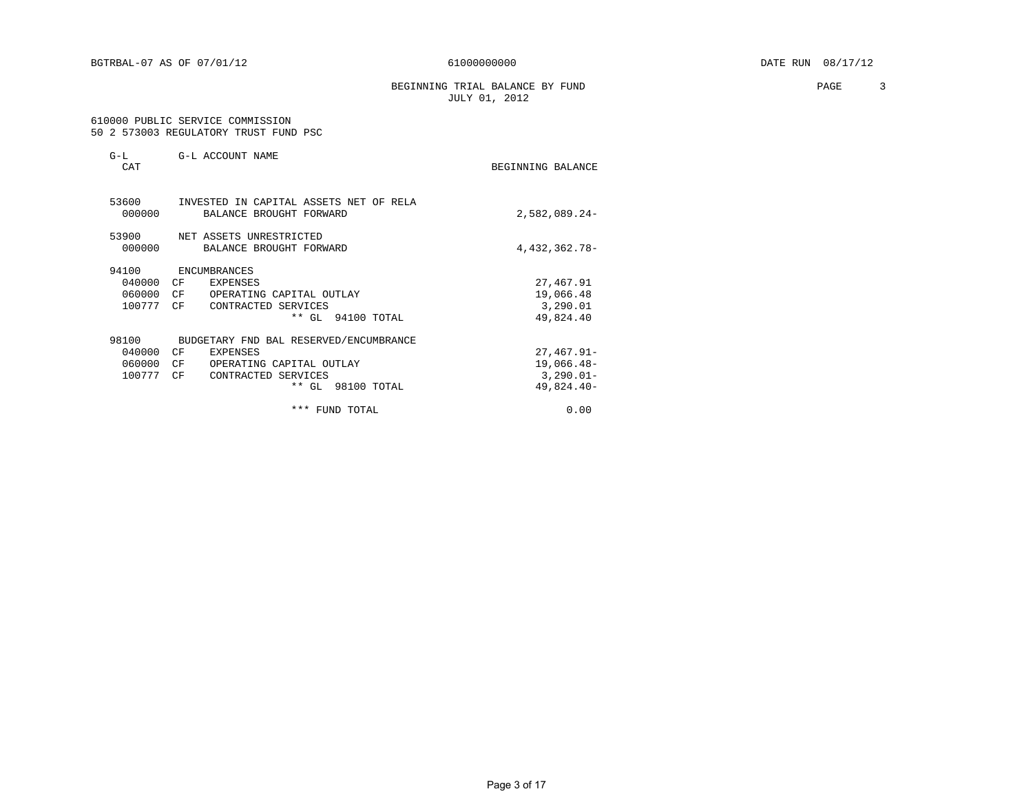BGTRBAL-07 AS OF 07/01/12 61000000000 DATE RUN 08/17/12

BEGINNING TRIAL BALANCE BY FUND
JULY 01, 2012

610000 PUBLIC SERVICE COMMISSION
50 2 573003 REGULATORY TRUST FUND PSC

| G-L CAT | | G-L ACCOUNT NAME | BEGINNING BALANCE |
|---|---|---|---|
| 53600 | | INVESTED IN CAPITAL ASSETS NET OF RELA | |
| 000000 | | BALANCE BROUGHT FORWARD | 2,582,089.24- |
| 53900 | | NET ASSETS UNRESTRICTED | |
| 000000 | | BALANCE BROUGHT FORWARD | 4,432,362.78- |
| 94100 | | ENCUMBRANCES | |
| 040000 | CF | EXPENSES | 27,467.91 |
| 060000 | CF | OPERATING CAPITAL OUTLAY | 19,066.48 |
| 100777 | CF | CONTRACTED SERVICES | 3,290.01 |
| | | ** GL 94100 TOTAL | 49,824.40 |
| 98100 | | BUDGETARY FND BAL RESERVED/ENCUMBRANCE | |
| 040000 | CF | EXPENSES | 27,467.91- |
| 060000 | CF | OPERATING CAPITAL OUTLAY | 19,066.48- |
| 100777 | CF | CONTRACTED SERVICES | 3,290.01- |
| | | ** GL 98100 TOTAL | 49,824.40- |
| | | *** FUND TOTAL | 0.00 |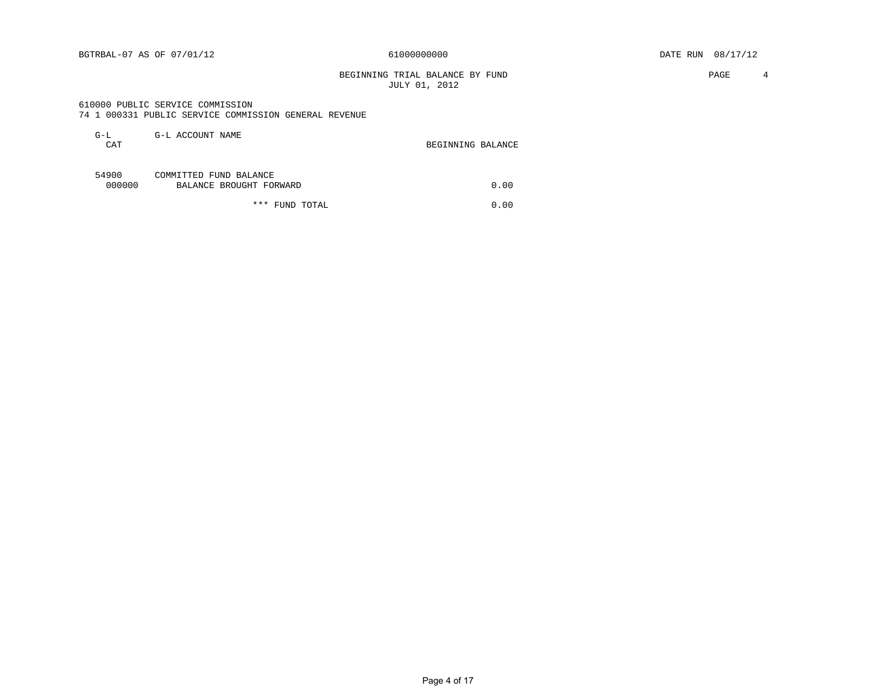BGTRBAL-07 AS OF 07/01/12 61000000000 DATE RUN 08/17/12

BEGINNING TRIAL BALANCE BY FUND
JULY 01, 2012

610000 PUBLIC SERVICE COMMISSION
74 1 000331 PUBLIC SERVICE COMMISSION GENERAL REVENUE

| G-L CAT | G-L ACCOUNT NAME | BEGINNING BALANCE |
|---|---|---|
| 54900 | COMMITTED FUND BALANCE | |
| 000000 | BALANCE BROUGHT FORWARD | 0.00 |
| | *** FUND TOTAL | 0.00 |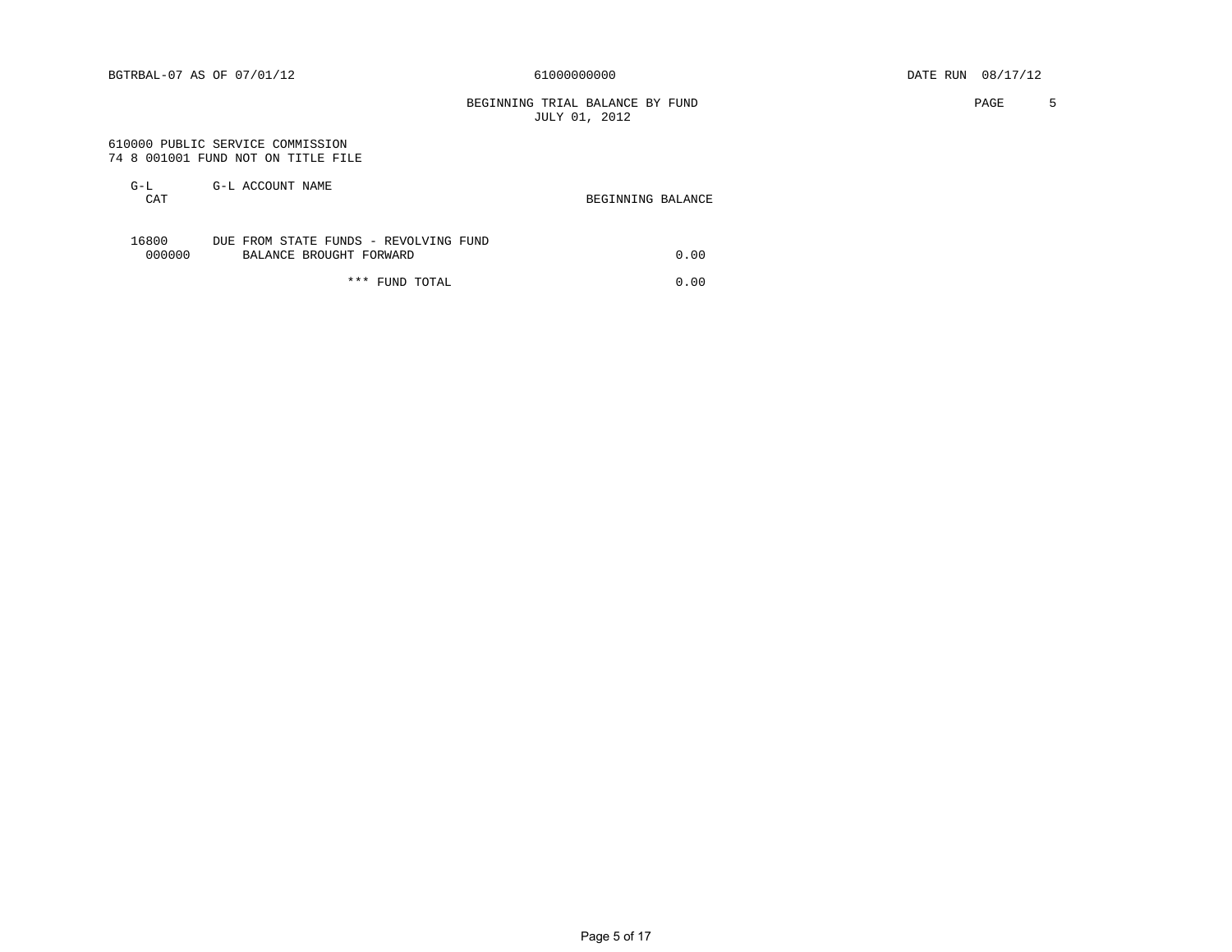BGTRBAL-07 AS OF 07/01/12 61000000000 DATE RUN 08/17/12

BEGINNING TRIAL BALANCE BY FUND
JULY 01, 2012

610000 PUBLIC SERVICE COMMISSION
74 8 001001 FUND NOT ON TITLE FILE

| G-L CAT | G-L ACCOUNT NAME | BEGINNING BALANCE |
|---|---|---|
| 16800 | DUE FROM STATE FUNDS - REVOLVING FUND | |
| 000000 | BALANCE BROUGHT FORWARD | 0.00 |
| | *** FUND TOTAL | 0.00 |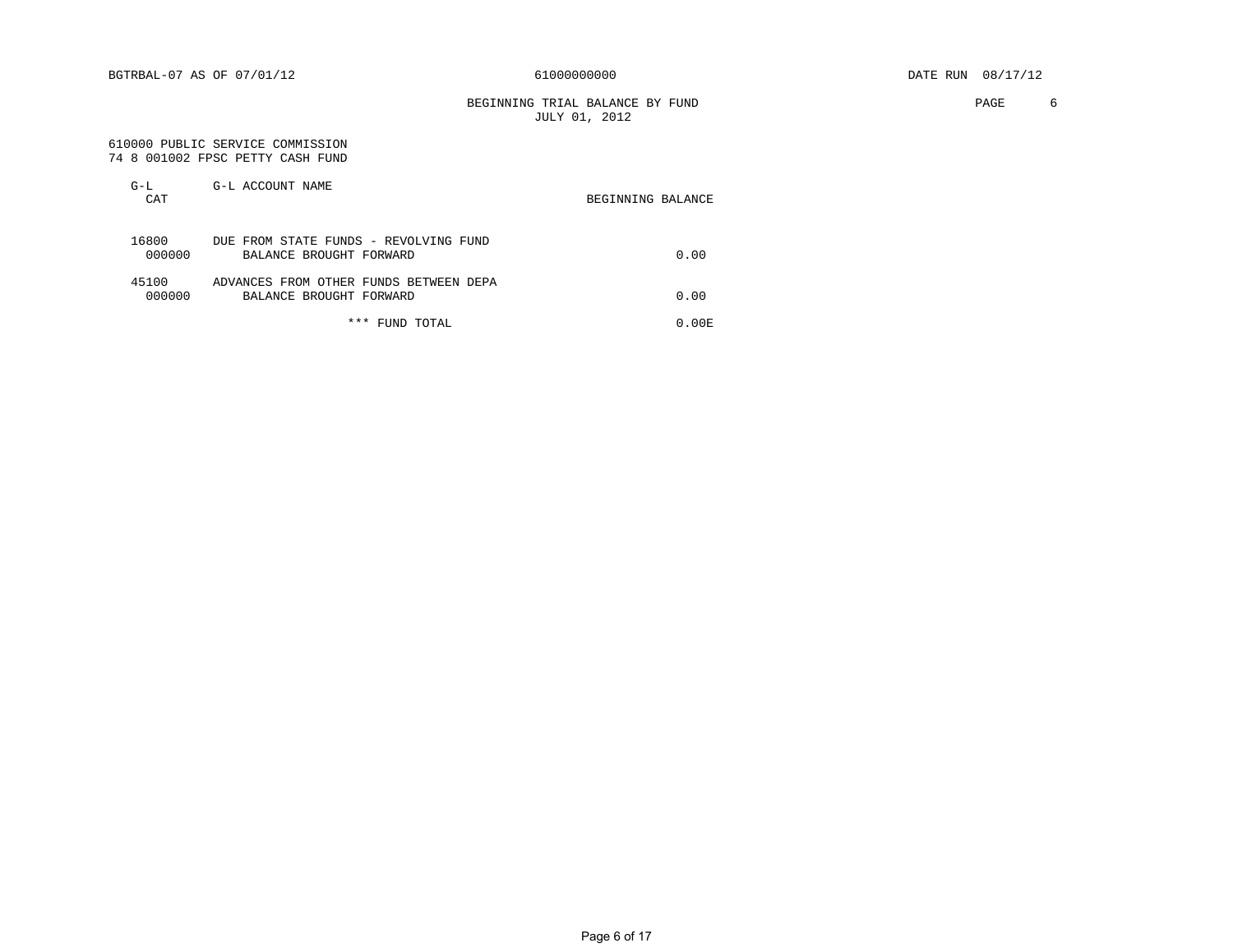BGTRBAL-07 AS OF 07/01/12 61000000000 DATE RUN 08/17/12

BEGINNING TRIAL BALANCE BY FUND
JULY 01, 2012

610000 PUBLIC SERVICE COMMISSION
74 8 001002 FPSC PETTY CASH FUND

| G-L CAT | G-L ACCOUNT NAME | BEGINNING BALANCE |
|---|---|---|
| 16800 | DUE FROM STATE FUNDS - REVOLVING FUND | |
| 000000 | BALANCE BROUGHT FORWARD | 0.00 |
| 45100 | ADVANCES FROM OTHER FUNDS BETWEEN DEPA | |
| 000000 | BALANCE BROUGHT FORWARD | 0.00 |
| | *** FUND TOTAL | 0.00E |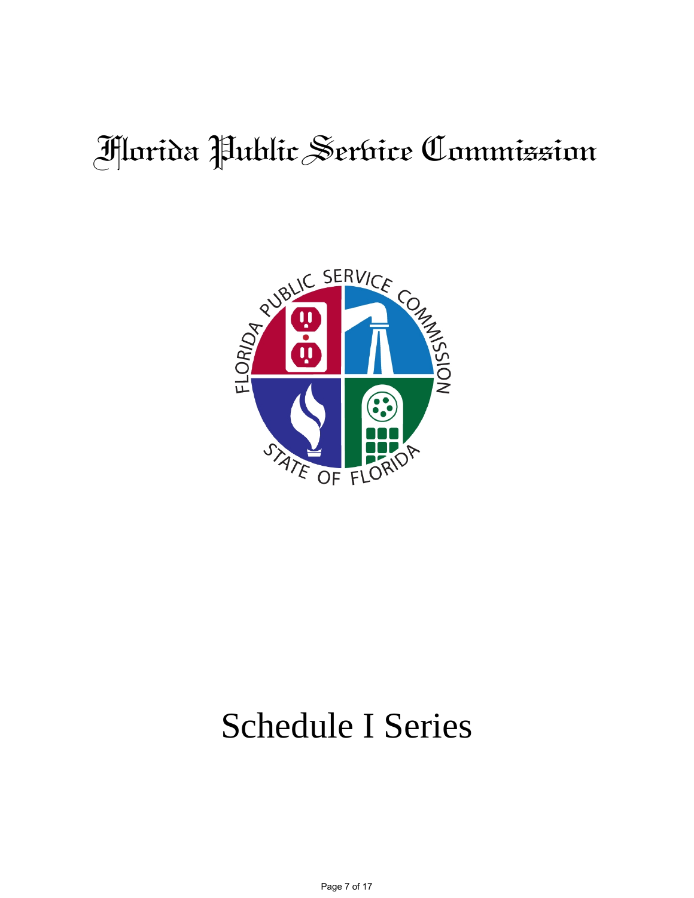# Florida Public Service Commission

FLORIDA PUBLIC SERVICE COMMISSION

STATE OF FLORIDA

# Schedule I Series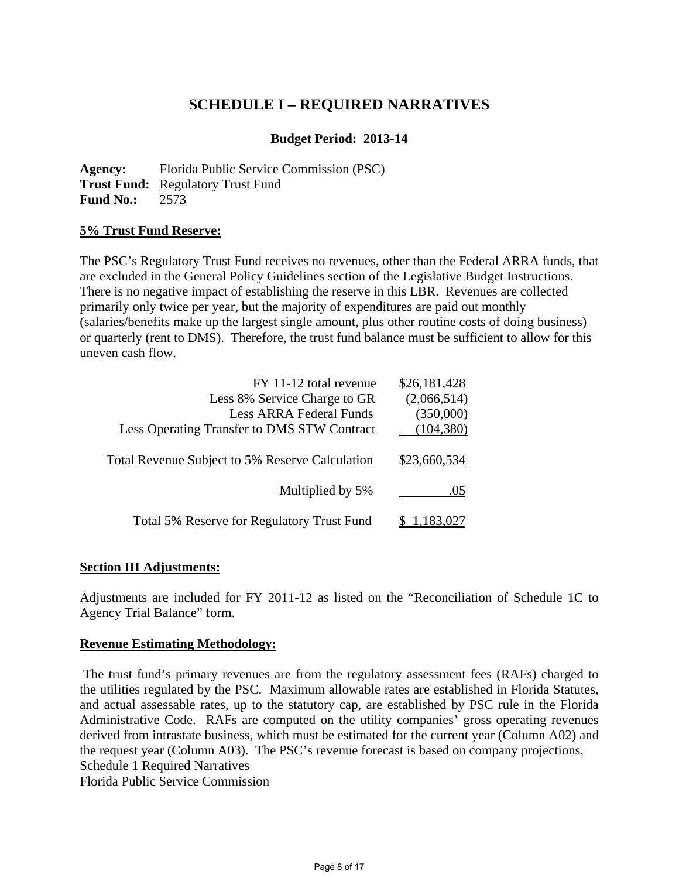# SCHEDULE I – REQUIRED NARRATIVES

**Budget Period: 2013-14**

**Agency:** Florida Public Service Commission (PSC)
**Trust Fund:** Regulatory Trust Fund
**Fund No.:** 2573

**5% Trust Fund Reserve:**

The PSC's Regulatory Trust Fund receives no revenues, other than the Federal ARRA funds, that are excluded in the General Policy Guidelines section of the Legislative Budget Instructions. There is no negative impact of establishing the reserve in this LBR. Revenues are collected primarily only twice per year, but the majority of expenditures are paid out monthly (salaries/benefits make up the largest single amount, plus other routine costs of doing business) or quarterly (rent to DMS). Therefore, the trust fund balance must be sufficient to allow for this uneven cash flow.

| | |
|---|---|
| FY 11-12 total revenue | $26,181,428 |
| Less 8% Service Charge to GR | (2,066,514) |
| Less ARRA Federal Funds | (350,000) |
| Less Operating Transfer to DMS STW Contract | (104,380) |
| Total Revenue Subject to 5% Reserve Calculation | $23,660,534 |
| Multiplied by 5% | .05 |
| Total 5% Reserve for Regulatory Trust Fund | $ 1,183,027 |

**Section III Adjustments:**

Adjustments are included for FY 2011-12 as listed on the "Reconciliation of Schedule 1C to Agency Trial Balance" form.

**Revenue Estimating Methodology:**

The trust fund's primary revenues are from the regulatory assessment fees (RAFs) charged to the utilities regulated by the PSC. Maximum allowable rates are established in Florida Statutes, and actual assessable rates, up to the statutory cap, are established by PSC rule in the Florida Administrative Code. RAFs are computed on the utility companies' gross operating revenues derived from intrastate business, which must be estimated for the current year (Column A02) and the request year (Column A03). The PSC's revenue forecast is based on company projections,

Schedule 1 Required Narratives
Florida Public Service Commission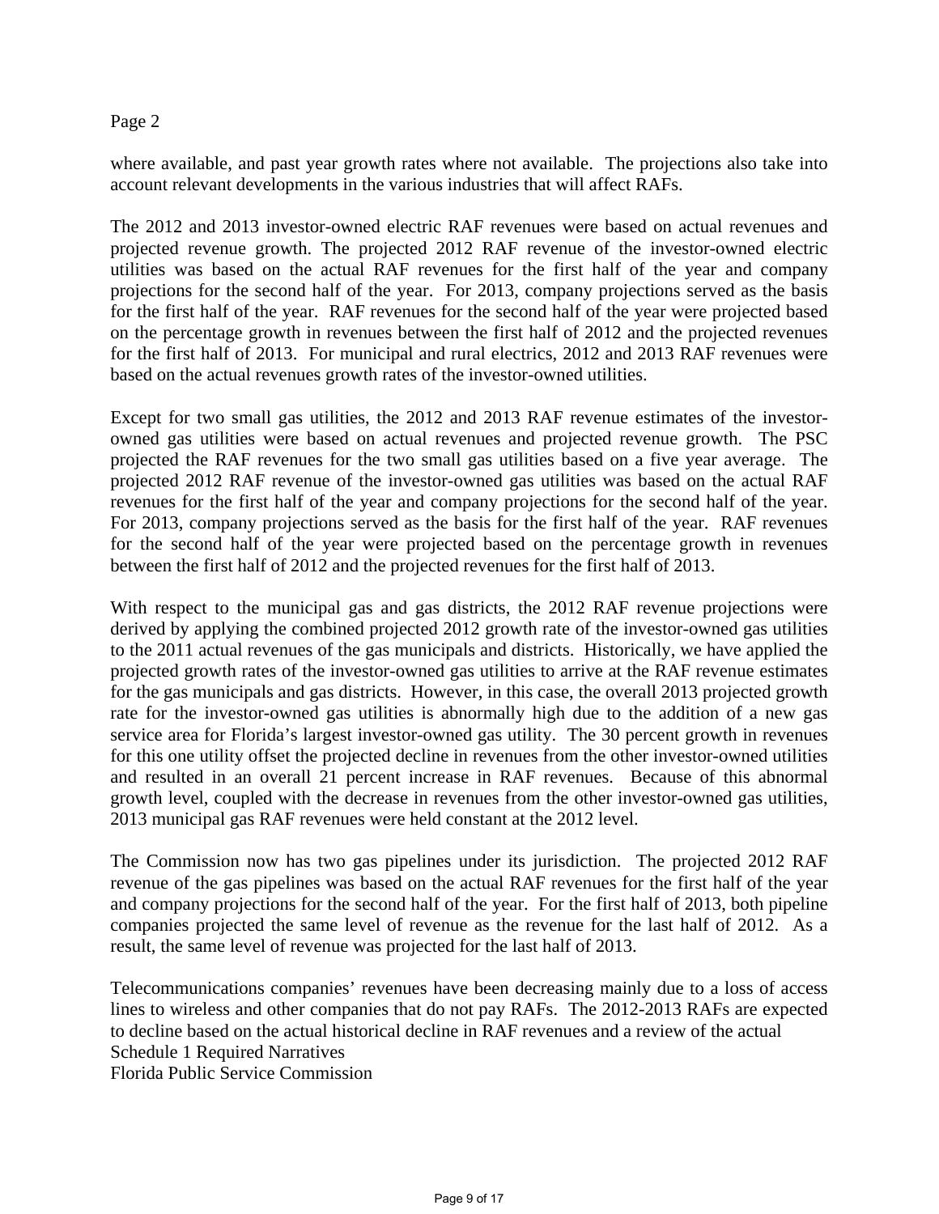where available, and past year growth rates where not available. The projections also take into account relevant developments in the various industries that will affect RAFs.

The 2012 and 2013 investor-owned electric RAF revenues were based on actual revenues and projected revenue growth. The projected 2012 RAF revenue of the investor-owned electric utilities was based on the actual RAF revenues for the first half of the year and company projections for the second half of the year. For 2013, company projections served as the basis for the first half of the year. RAF revenues for the second half of the year were projected based on the percentage growth in revenues between the first half of 2012 and the projected revenues for the first half of 2013. For municipal and rural electrics, 2012 and 2013 RAF revenues were based on the actual revenues growth rates of the investor-owned utilities.

Except for two small gas utilities, the 2012 and 2013 RAF revenue estimates of the investor-owned gas utilities were based on actual revenues and projected revenue growth. The PSC projected the RAF revenues for the two small gas utilities based on a five year average. The projected 2012 RAF revenue of the investor-owned gas utilities was based on the actual RAF revenues for the first half of the year and company projections for the second half of the year. For 2013, company projections served as the basis for the first half of the year. RAF revenues for the second half of the year were projected based on the percentage growth in revenues between the first half of 2012 and the projected revenues for the first half of 2013.

With respect to the municipal gas and gas districts, the 2012 RAF revenue projections were derived by applying the combined projected 2012 growth rate of the investor-owned gas utilities to the 2011 actual revenues of the gas municipals and districts. Historically, we have applied the projected growth rates of the investor-owned gas utilities to arrive at the RAF revenue estimates for the gas municipals and gas districts. However, in this case, the overall 2013 projected growth rate for the investor-owned gas utilities is abnormally high due to the addition of a new gas service area for Florida's largest investor-owned gas utility. The 30 percent growth in revenues for this one utility offset the projected decline in revenues from the other investor-owned utilities and resulted in an overall 21 percent increase in RAF revenues. Because of this abnormal growth level, coupled with the decrease in revenues from the other investor-owned gas utilities, 2013 municipal gas RAF revenues were held constant at the 2012 level.

The Commission now has two gas pipelines under its jurisdiction. The projected 2012 RAF revenue of the gas pipelines was based on the actual RAF revenues for the first half of the year and company projections for the second half of the year. For the first half of 2013, both pipeline companies projected the same level of revenue as the revenue for the last half of 2012. As a result, the same level of revenue was projected for the last half of 2013.

Telecommunications companies' revenues have been decreasing mainly due to a loss of access lines to wireless and other companies that do not pay RAFs. The 2012-2013 RAFs are expected to decline based on the actual historical decline in RAF revenues and a review of the actual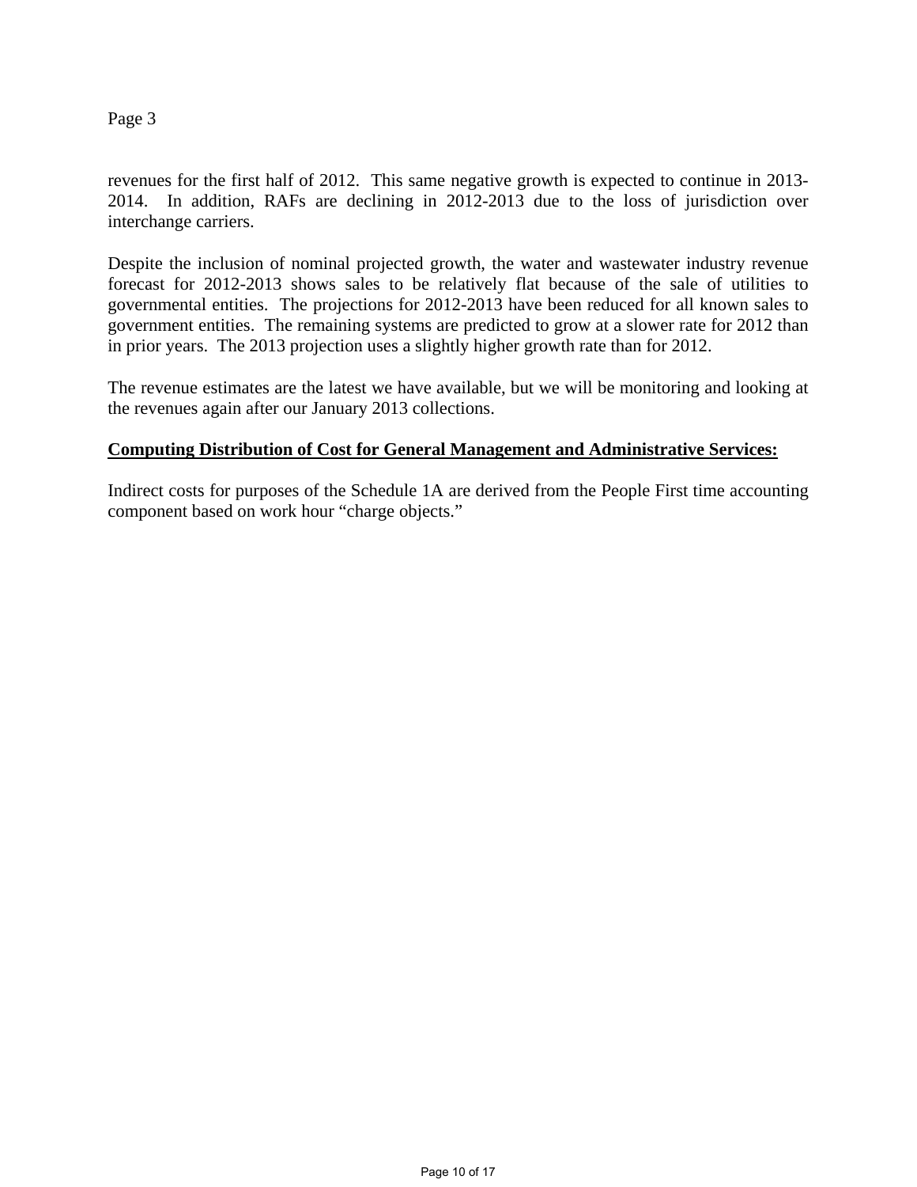revenues for the first half of 2012. This same negative growth is expected to continue in 2013-2014. In addition, RAFs are declining in 2012-2013 due to the loss of jurisdiction over interchange carriers.

Despite the inclusion of nominal projected growth, the water and wastewater industry revenue forecast for 2012-2013 shows sales to be relatively flat because of the sale of utilities to governmental entities. The projections for 2012-2013 have been reduced for all known sales to government entities. The remaining systems are predicted to grow at a slower rate for 2012 than in prior years. The 2013 projection uses a slightly higher growth rate than for 2012.

The revenue estimates are the latest we have available, but we will be monitoring and looking at the revenues again after our January 2013 collections.

**Computing Distribution of Cost for General Management and Administrative Services:**

Indirect costs for purposes of the Schedule 1A are derived from the People First time accounting component based on work hour "charge objects."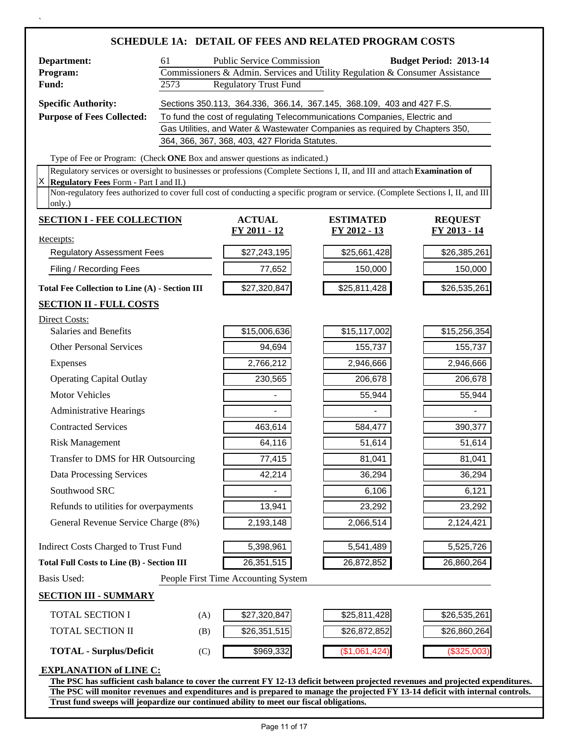# SCHEDULE 1A: DETAIL OF FEES AND RELATED PROGRAM COSTS

**Department:** 61 Public Service Commission **Budget Period: 2013-14**
**Program:** Commissioners & Admin. Services and Utility Regulation & Consumer Assistance
**Fund:** 2573 Regulatory Trust Fund

**Specific Authority:** Sections 350.113, 364.336, 366.14, 367.145, 368.109, 403 and 427 F.S.

**Purpose of Fees Collected:** To fund the cost of regulating Telecommunications Companies, Electric and Gas Utilities, and Water & Wastewater Companies as required by Chapters 350, 364, 366, 367, 368, 403, 427 Florida Statutes.

Type of Fee or Program: (Check **ONE** Box and answer questions as indicated.)

- [X] Regulatory services or oversight to businesses or professions (Complete Sections I, II, and III and attach **Examination of Regulatory Fees** Form - Part I and II.)
- [ ] Non-regulatory fees authorized to cover full cost of conducting a specific program or service. (Complete Sections I, II, and III only.)

| **SECTION I - FEE COLLECTION** | **ACTUAL FY 2011 - 12** | **ESTIMATED FY 2012 - 13** | **REQUEST FY 2013 - 14** |
|---|---|---|---|
| Receipts: | | | |
| Regulatory Assessment Fees | $27,243,195 | $25,661,428 | $26,385,261 |
| Filing / Recording Fees | 77,652 | 150,000 | 150,000 |
| **Total Fee Collection to Line (A) - Section III** | $27,320,847 | $25,811,428 | $26,535,261 |
| **SECTION II - FULL COSTS** | | | |
| Direct Costs: | | | |
| Salaries and Benefits | $15,006,636 | $15,117,002 | $15,256,354 |
| Other Personal Services | 94,694 | 155,737 | 155,737 |
| Expenses | 2,766,212 | 2,946,666 | 2,946,666 |
| Operating Capital Outlay | 230,565 | 206,678 | 206,678 |
| Motor Vehicles | - | 55,944 | 55,944 |
| Administrative Hearings | - | - | - |
| Contracted Services | 463,614 | 584,477 | 390,377 |
| Risk Management | 64,116 | 51,614 | 51,614 |
| Transfer to DMS for HR Outsourcing | 77,415 | 81,041 | 81,041 |
| Data Processing Services | 42,214 | 36,294 | 36,294 |
| Southwood SRC | - | 6,106 | 6,121 |
| Refunds to utilities for overpayments | 13,941 | 23,292 | 23,292 |
| General Revenue Service Charge (8%) | 2,193,148 | 2,066,514 | 2,124,421 |
| Indirect Costs Charged to Trust Fund | 5,398,961 | 5,541,489 | 5,525,726 |
| **Total Full Costs to Line (B) - Section III** | 26,351,515 | 26,872,852 | 26,860,264 |

Basis Used: People First Time Accounting System

| **SECTION III - SUMMARY** | | **ACTUAL FY 2011 - 12** | **ESTIMATED FY 2012 - 13** | **REQUEST FY 2013 - 14** |
|---|---|---|---|---|
| TOTAL SECTION I | (A) | $27,320,847 | $25,811,428 | $26,535,261 |
| TOTAL SECTION II | (B) | $26,351,515 | $26,872,852 | $26,860,264 |
| **TOTAL - Surplus/Deficit** | (C) | $969,332 | ($1,061,424) | ($325,003) |

**EXPLANATION of LINE C:**

**The PSC has sufficient cash balance to cover the current FY 12-13 deficit between projected revenues and projected expenditures. The PSC will monitor revenues and expenditures and is prepared to manage the projected FY 13-14 deficit with internal controls. Trust fund sweeps will jeopardize our continued ability to meet our fiscal obligations.**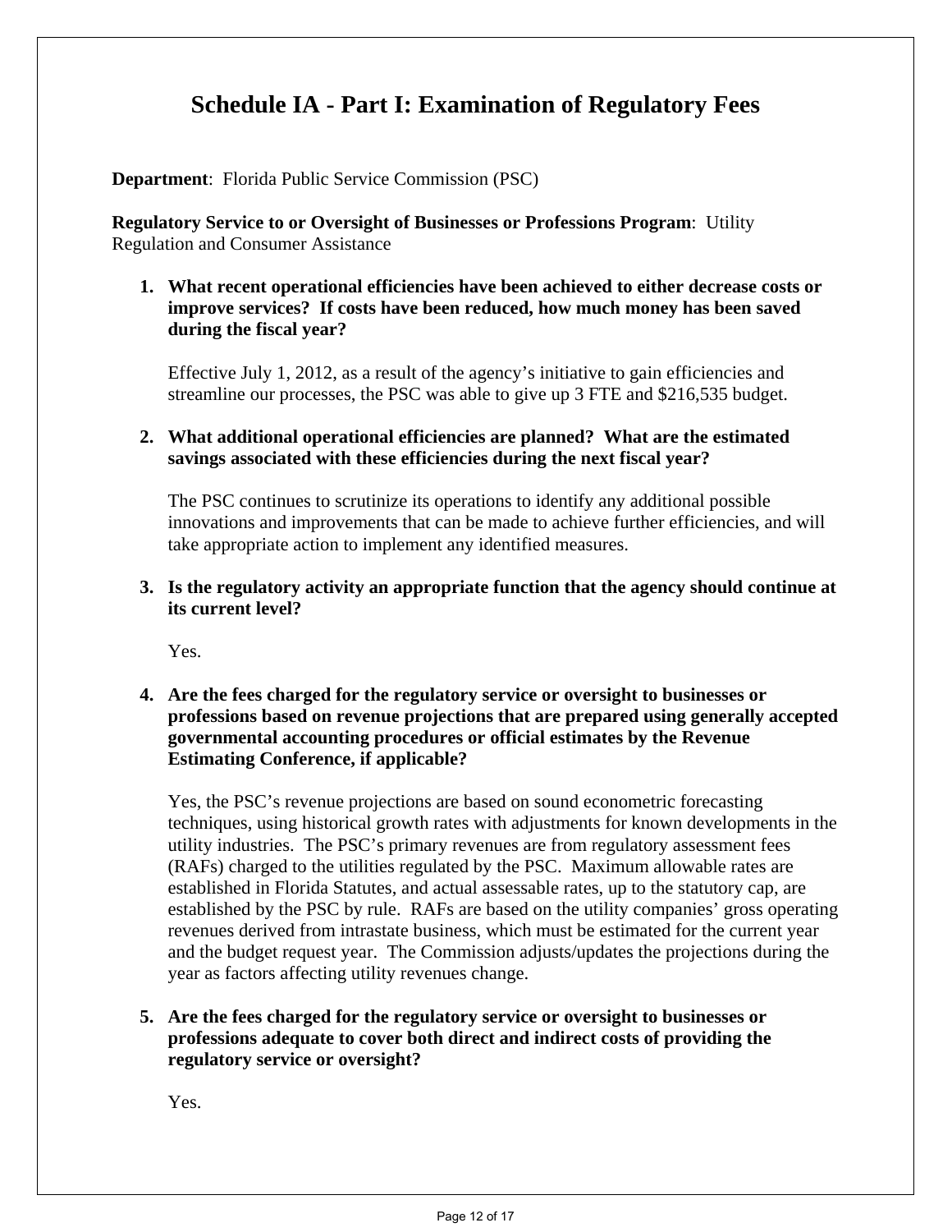# Schedule IA - Part I: Examination of Regulatory Fees

**Department**: Florida Public Service Commission (PSC)

**Regulatory Service to or Oversight of Businesses or Professions Program**: Utility Regulation and Consumer Assistance

1. **What recent operational efficiencies have been achieved to either decrease costs or improve services? If costs have been reduced, how much money has been saved during the fiscal year?**

   Effective July 1, 2012, as a result of the agency's initiative to gain efficiencies and streamline our processes, the PSC was able to give up 3 FTE and $216,535 budget.

2. **What additional operational efficiencies are planned? What are the estimated savings associated with these efficiencies during the next fiscal year?**

   The PSC continues to scrutinize its operations to identify any additional possible innovations and improvements that can be made to achieve further efficiencies, and will take appropriate action to implement any identified measures.

3. **Is the regulatory activity an appropriate function that the agency should continue at its current level?**

   Yes.

4. **Are the fees charged for the regulatory service or oversight to businesses or professions based on revenue projections that are prepared using generally accepted governmental accounting procedures or official estimates by the Revenue Estimating Conference, if applicable?**

   Yes, the PSC's revenue projections are based on sound econometric forecasting techniques, using historical growth rates with adjustments for known developments in the utility industries. The PSC's primary revenues are from regulatory assessment fees (RAFs) charged to the utilities regulated by the PSC. Maximum allowable rates are established in Florida Statutes, and actual assessable rates, up to the statutory cap, are established by the PSC by rule. RAFs are based on the utility companies' gross operating revenues derived from intrastate business, which must be estimated for the current year and the budget request year. The Commission adjusts/updates the projections during the year as factors affecting utility revenues change.

5. **Are the fees charged for the regulatory service or oversight to businesses or professions adequate to cover both direct and indirect costs of providing the regulatory service or oversight?**

   Yes.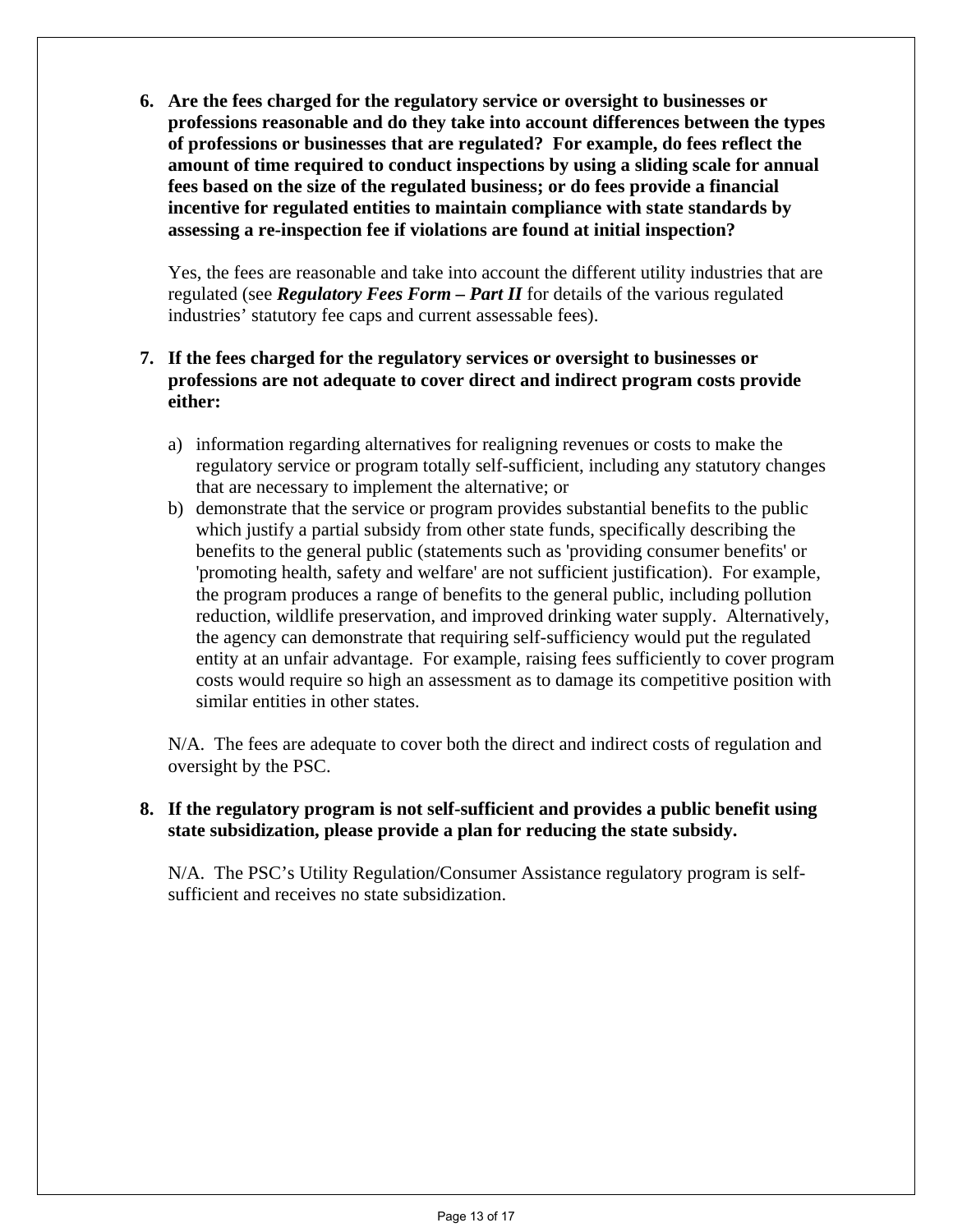**6. Are the fees charged for the regulatory service or oversight to businesses or professions reasonable and do they take into account differences between the types of professions or businesses that are regulated? For example, do fees reflect the amount of time required to conduct inspections by using a sliding scale for annual fees based on the size of the regulated business; or do fees provide a financial incentive for regulated entities to maintain compliance with state standards by assessing a re-inspection fee if violations are found at initial inspection?**

Yes, the fees are reasonable and take into account the different utility industries that are regulated (see ***Regulatory Fees Form – Part II*** for details of the various regulated industries' statutory fee caps and current assessable fees).

**7. If the fees charged for the regulatory services or oversight to businesses or professions are not adequate to cover direct and indirect program costs provide either:**

a) information regarding alternatives for realigning revenues or costs to make the regulatory service or program totally self-sufficient, including any statutory changes that are necessary to implement the alternative; or
b) demonstrate that the service or program provides substantial benefits to the public which justify a partial subsidy from other state funds, specifically describing the benefits to the general public (statements such as 'providing consumer benefits' or 'promoting health, safety and welfare' are not sufficient justification). For example, the program produces a range of benefits to the general public, including pollution reduction, wildlife preservation, and improved drinking water supply. Alternatively, the agency can demonstrate that requiring self-sufficiency would put the regulated entity at an unfair advantage. For example, raising fees sufficiently to cover program costs would require so high an assessment as to damage its competitive position with similar entities in other states.

N/A. The fees are adequate to cover both the direct and indirect costs of regulation and oversight by the PSC.

**8. If the regulatory program is not self-sufficient and provides a public benefit using state subsidization, please provide a plan for reducing the state subsidy.**

N/A. The PSC's Utility Regulation/Consumer Assistance regulatory program is self-sufficient and receives no state subsidization.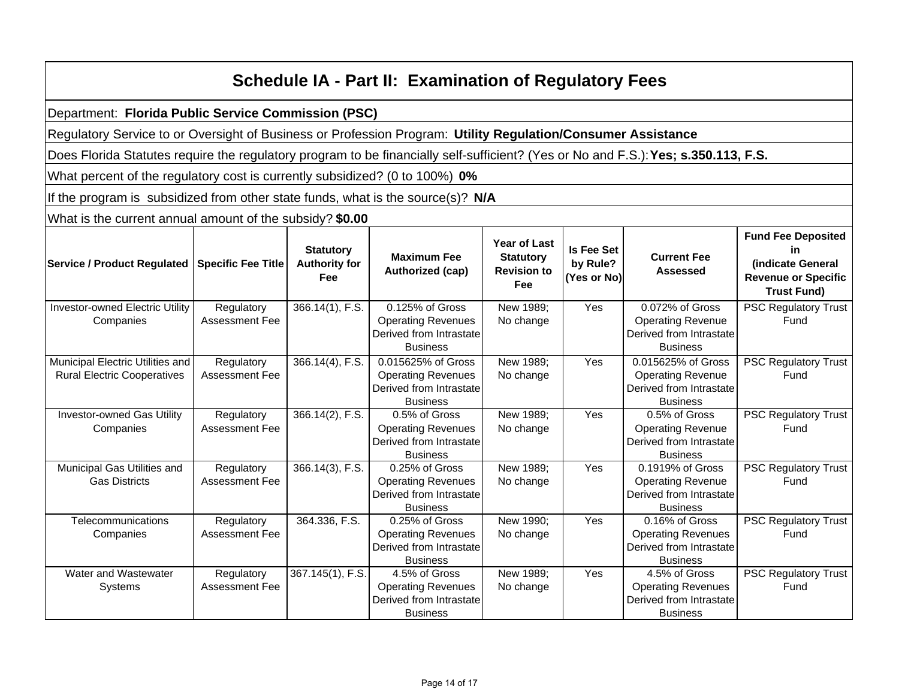# Schedule IA - Part II: Examination of Regulatory Fees

Department: **Florida Public Service Commission (PSC)**

Regulatory Service to or Oversight of Business or Profession Program: **Utility Regulation/Consumer Assistance**

Does Florida Statutes require the regulatory program to be financially self-sufficient? (Yes or No and F.S.): **Yes; s.350.113, F.S.**

What percent of the regulatory cost is currently subsidized? (0 to 100%) **0%**

If the program is subsidized from other state funds, what is the source(s)? **N/A**

What is the current annual amount of the subsidy? **$0.00**

| Service / Product Regulated | Specific Fee Title | Statutory Authority for Fee | Maximum Fee Authorized (cap) | Year of Last Statutory Revision to Fee | Is Fee Set by Rule? (Yes or No) | Current Fee Assessed | Fund Fee Deposited in (indicate General Revenue or Specific Trust Fund) |
|---|---|---|---|---|---|---|---|
| Investor-owned Electric Utility Companies | Regulatory Assessment Fee | 366.14(1), F.S. | 0.125% of Gross Operating Revenues Derived from Intrastate Business | New 1989; No change | Yes | 0.072% of Gross Operating Revenue Derived from Intrastate Business | PSC Regulatory Trust Fund |
| Municipal Electric Utilities and Rural Electric Cooperatives | Regulatory Assessment Fee | 366.14(4), F.S. | 0.015625% of Gross Operating Revenues Derived from Intrastate Business | New 1989; No change | Yes | 0.015625% of Gross Operating Revenue Derived from Intrastate Business | PSC Regulatory Trust Fund |
| Investor-owned Gas Utility Companies | Regulatory Assessment Fee | 366.14(2), F.S. | 0.5% of Gross Operating Revenues Derived from Intrastate Business | New 1989; No change | Yes | 0.5% of Gross Operating Revenue Derived from Intrastate Business | PSC Regulatory Trust Fund |
| Municipal Gas Utilities and Gas Districts | Regulatory Assessment Fee | 366.14(3), F.S. | 0.25% of Gross Operating Revenues Derived from Intrastate Business | New 1989; No change | Yes | 0.1919% of Gross Operating Revenue Derived from Intrastate Business | PSC Regulatory Trust Fund |
| Telecommunications Companies | Regulatory Assessment Fee | 364.336, F.S. | 0.25% of Gross Operating Revenues Derived from Intrastate Business | New 1990; No change | Yes | 0.16% of Gross Operating Revenues Derived from Intrastate Business | PSC Regulatory Trust Fund |
| Water and Wastewater Systems | Regulatory Assessment Fee | 367.145(1), F.S. | 4.5% of Gross Operating Revenues Derived from Intrastate Business | New 1989; No change | Yes | 4.5% of Gross Operating Revenues Derived from Intrastate Business | PSC Regulatory Trust Fund |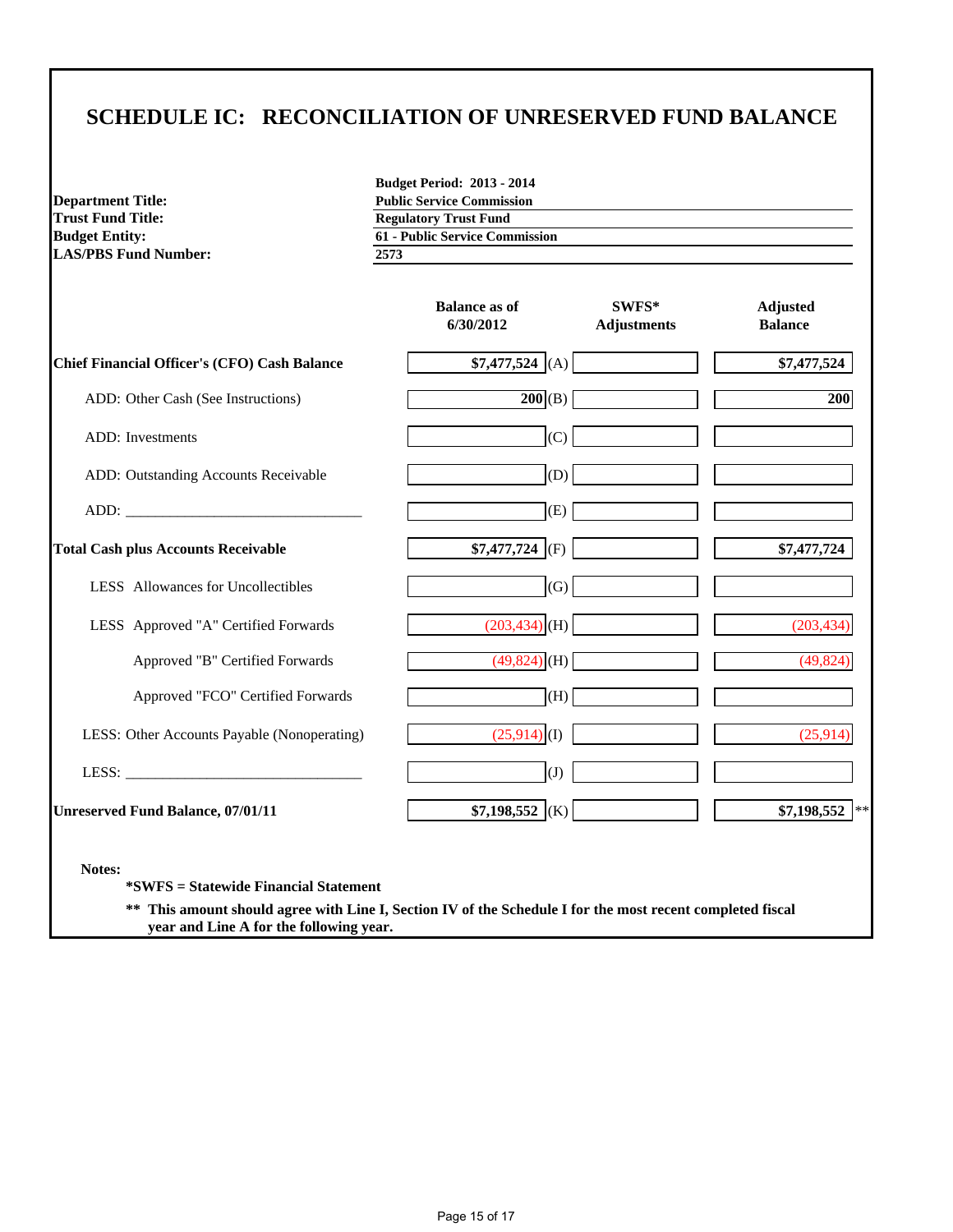# SCHEDULE IC: RECONCILIATION OF UNRESERVED FUND BALANCE

| | |
|---|---|
| | **Budget Period: 2013 - 2014** |
| **Department Title:** | **Public Service Commission** |
| **Trust Fund Title:** | **Regulatory Trust Fund** |
| **Budget Entity:** | **61 - Public Service Commission** |
| **LAS/PBS Fund Number:** | **2573** |

| | Balance as of 6/30/2012 | | SWFS* Adjustments | Adjusted Balance |
|---|---|---|---|---|
| **Chief Financial Officer's (CFO) Cash Balance** | $7,477,524 | (A) | | $7,477,524 |
| ADD: Other Cash (See Instructions) | 200 | (B) | | 200 |
| ADD: Investments | | (C) | | |
| ADD: Outstanding Accounts Receivable | | (D) | | |
| ADD: ________________________________ | | (E) | | |
| **Total Cash plus Accounts Receivable** | $7,477,724 | (F) | | $7,477,724 |
| LESS Allowances for Uncollectibles | | (G) | | |
| LESS Approved "A" Certified Forwards | (203,434) | (H) | | (203,434) |
| Approved "B" Certified Forwards | (49,824) | (H) | | (49,824) |
| Approved "FCO" Certified Forwards | | (H) | | |
| LESS: Other Accounts Payable (Nonoperating) | (25,914) | (I) | | (25,914) |
| LESS: ________________________________ | | (J) | | |
| **Unreserved Fund Balance, 07/01/11** | $7,198,552 | (K) | | $7,198,552 ** |

**Notes:**

**\*SWFS = Statewide Financial Statement**

**\*\* This amount should agree with Line I, Section IV of the Schedule I for the most recent completed fiscal year and Line A for the following year.**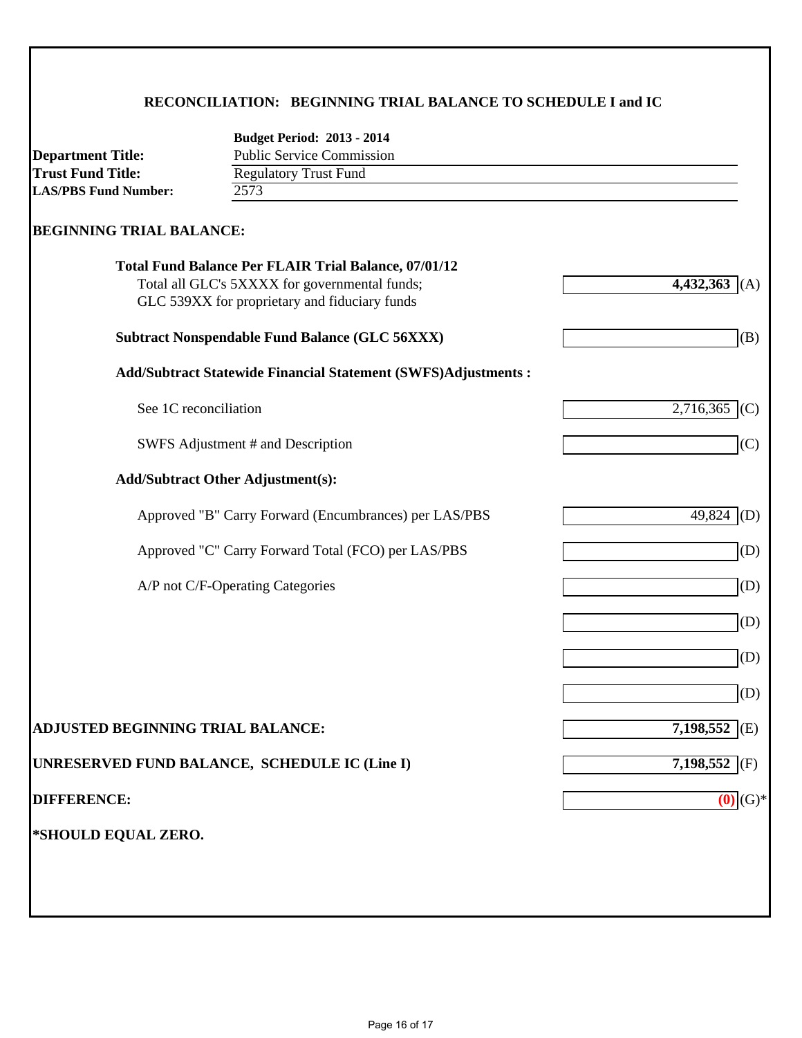## RECONCILIATION: BEGINNING TRIAL BALANCE TO SCHEDULE I and IC

| | |
|---|---|
| | **Budget Period: 2013 - 2014** |
| **Department Title:** | Public Service Commission |
| **Trust Fund Title:** | Regulatory Trust Fund |
| **LAS/PBS Fund Number:** | 2573 |

### BEGINNING TRIAL BALANCE:

| | | |
|---|---|---|
| **Total Fund Balance Per FLAIR Trial Balance, 07/01/12**<br>Total all GLC's 5XXXX for governmental funds;<br>GLC 539XX for proprietary and fiduciary funds | **4,432,363** | (A) |
| **Subtract Nonspendable Fund Balance (GLC 56XXX)** | | (B) |
| **Add/Subtract Statewide Financial Statement (SWFS)Adjustments :** | | |
| See 1C reconciliation | 2,716,365 | (C) |
| SWFS Adjustment # and Description | | (C) |
| **Add/Subtract Other Adjustment(s):** | | |
| Approved "B" Carry Forward (Encumbrances) per LAS/PBS | 49,824 | (D) |
| Approved "C" Carry Forward Total (FCO) per LAS/PBS | | (D) |
| A/P not C/F-Operating Categories | | (D) |
| | | (D) |
| | | (D) |
| | | (D) |
| **ADJUSTED BEGINNING TRIAL BALANCE:** | **7,198,552** | (E) |
| **UNRESERVED FUND BALANCE, SCHEDULE IC (Line I)** | **7,198,552** | (F) |
| **DIFFERENCE:** | **(0)** | (G)* |

***SHOULD EQUAL ZERO.**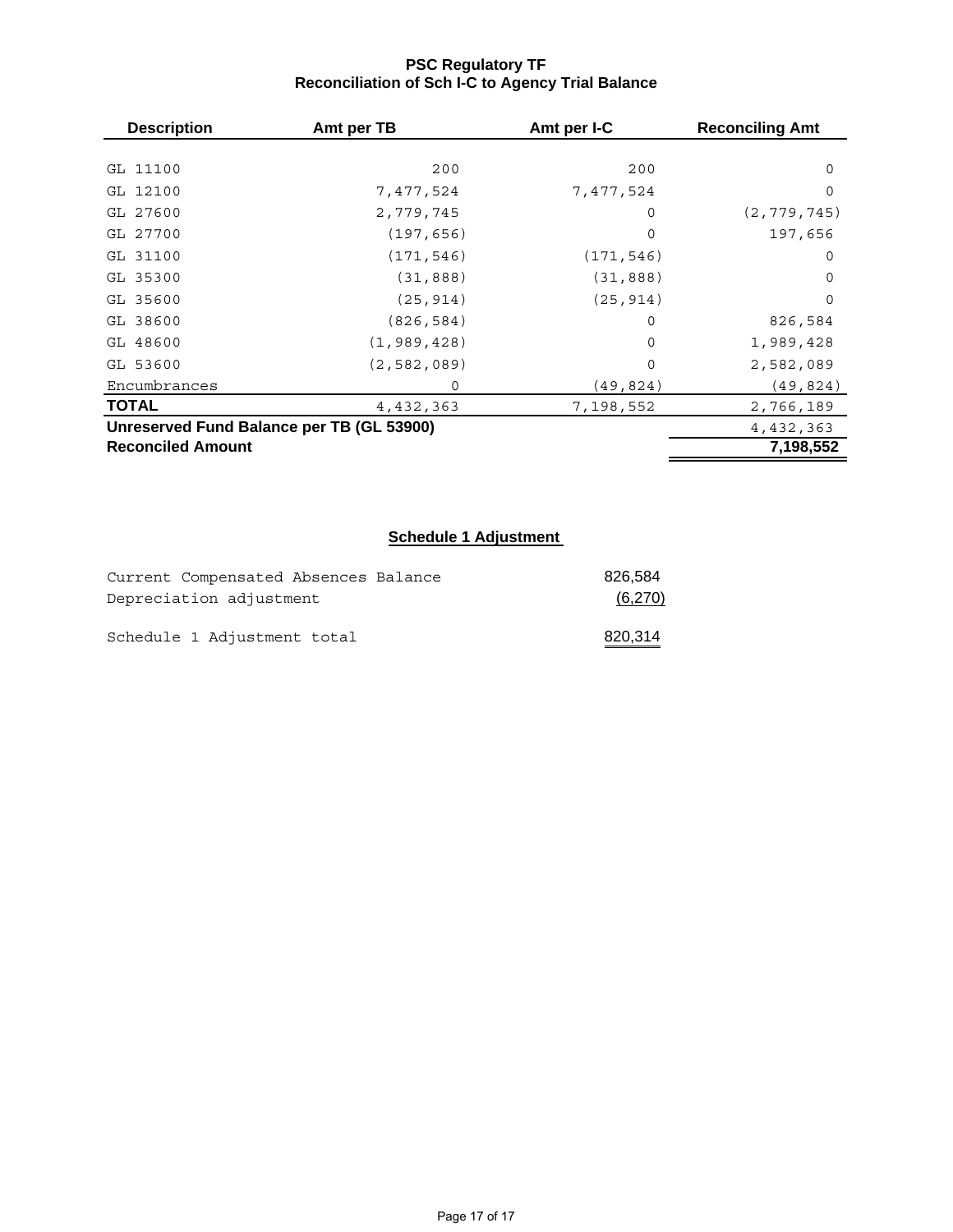**PSC Regulatory TF**
**Reconciliation of Sch I-C to Agency Trial Balance**

| Description | Amt per TB | Amt per I-C | Reconciling Amt |
|---|---|---|---|
| GL 11100 | 200 | 200 | 0 |
| GL 12100 | 7,477,524 | 7,477,524 | 0 |
| GL 27600 | 2,779,745 | 0 | (2,779,745) |
| GL 27700 | (197,656) | 0 | 197,656 |
| GL 31100 | (171,546) | (171,546) | 0 |
| GL 35300 | (31,888) | (31,888) | 0 |
| GL 35600 | (25,914) | (25,914) | 0 |
| GL 38600 | (826,584) | 0 | 826,584 |
| GL 48600 | (1,989,428) | 0 | 1,989,428 |
| GL 53600 | (2,582,089) | 0 | 2,582,089 |
| Encumbrances | 0 | (49,824) | (49,824) |
| **TOTAL** | 4,432,363 | 7,198,552 | 2,766,189 |
| **Unreserved Fund Balance per TB (GL 53900)** | | | 4,432,363 |
| **Reconciled Amount** | | | **7,198,552** |

**Schedule 1 Adjustment**

| | |
|---|---|
| Current Compensated Absences Balance | 826,584 |
| Depreciation adjustment | (6,270) |
| Schedule 1 Adjustment total | 820,314 |